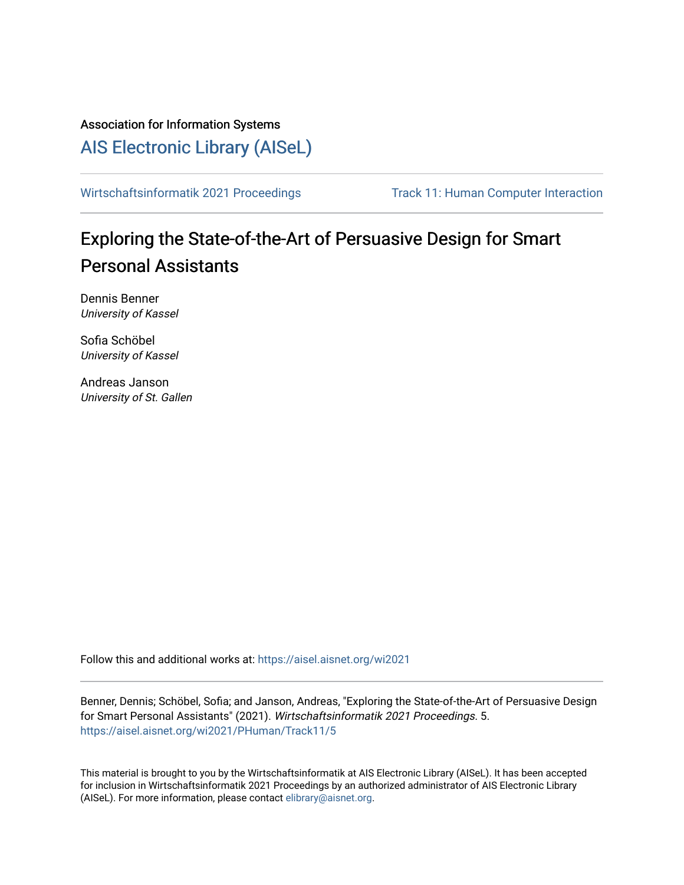Association for Information Systems

# AIS Electronic Library (AISeL)

Wirtschaftsinformatik 2021 Proceedings | Track 11: Human Computer Interaction

## Exploring the State-of-the-Art of Persuasive Design for Smart Personal Assistants

Dennis Benner
*University of Kassel*

Sofia Schöbel
*University of Kassel*

Andreas Janson
*University of St. Gallen*

Follow this and additional works at: https://aisel.aisnet.org/wi2021

Benner, Dennis; Schöbel, Sofia; and Janson, Andreas, "Exploring the State-of-the-Art of Persuasive Design for Smart Personal Assistants" (2021). *Wirtschaftsinformatik 2021 Proceedings*. 5.
https://aisel.aisnet.org/wi2021/PHuman/Track11/5

This material is brought to you by the Wirtschaftsinformatik at AIS Electronic Library (AISeL). It has been accepted for inclusion in Wirtschaftsinformatik 2021 Proceedings by an authorized administrator of AIS Electronic Library (AISeL). For more information, please contact elibrary@aisnet.org.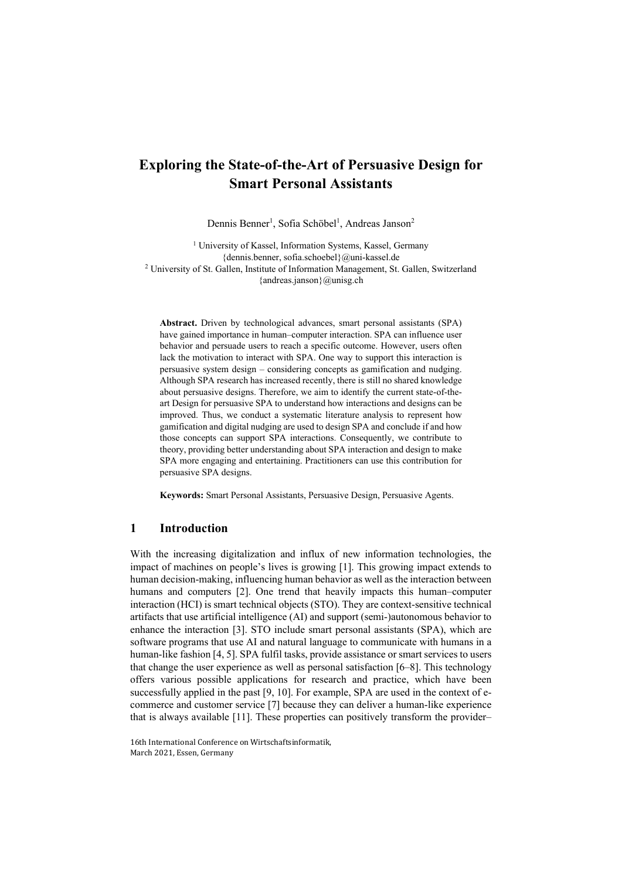# Exploring the State-of-the-Art of Persuasive Design for Smart Personal Assistants

Dennis Benner[1], Sofia Schöbel[1], Andreas Janson[2]

[1] University of Kassel, Information Systems, Kassel, Germany
{dennis.benner, sofia.schoebel}@uni-kassel.de
[2] University of St. Gallen, Institute of Information Management, St. Gallen, Switzerland
{andreas.janson}@unisg.ch

**Abstract.** Driven by technological advances, smart personal assistants (SPA) have gained importance in human–computer interaction. SPA can influence user behavior and persuade users to reach a specific outcome. However, users often lack the motivation to interact with SPA. One way to support this interaction is persuasive system design – considering concepts as gamification and nudging. Although SPA research has increased recently, there is still no shared knowledge about persuasive designs. Therefore, we aim to identify the current state-of-the-art Design for persuasive SPA to understand how interactions and designs can be improved. Thus, we conduct a systematic literature analysis to represent how gamification and digital nudging are used to design SPA and conclude if and how those concepts can support SPA interactions. Consequently, we contribute to theory, providing better understanding about SPA interaction and design to make SPA more engaging and entertaining. Practitioners can use this contribution for persuasive SPA designs.

**Keywords:** Smart Personal Assistants, Persuasive Design, Persuasive Agents.

## 1 Introduction

With the increasing digitalization and influx of new information technologies, the impact of machines on people's lives is growing [1]. This growing impact extends to human decision-making, influencing human behavior as well as the interaction between humans and computers [2]. One trend that heavily impacts this human–computer interaction (HCI) is smart technical objects (STO). They are context-sensitive technical artifacts that use artificial intelligence (AI) and support (semi-)autonomous behavior to enhance the interaction [3]. STO include smart personal assistants (SPA), which are software programs that use AI and natural language to communicate with humans in a human-like fashion [4, 5]. SPA fulfil tasks, provide assistance or smart services to users that change the user experience as well as personal satisfaction [6–8]. This technology offers various possible applications for research and practice, which have been successfully applied in the past [9, 10]. For example, SPA are used in the context of e-commerce and customer service [7] because they can deliver a human-like experience that is always available [11]. These properties can positively transform the provider–

16th International Conference on Wirtschaftsinformatik,
March 2021, Essen, Germany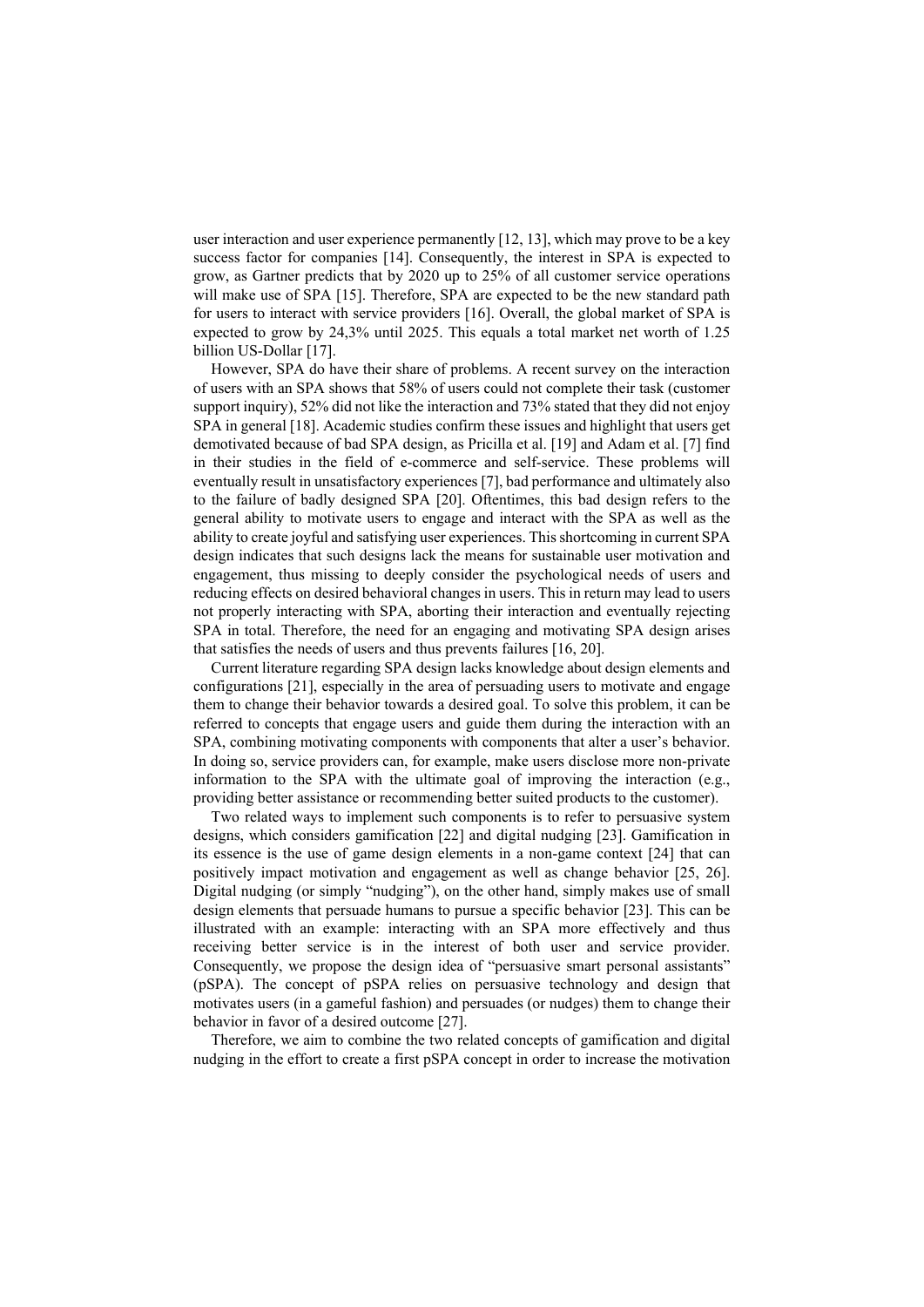user interaction and user experience permanently [12, 13], which may prove to be a key success factor for companies [14]. Consequently, the interest in SPA is expected to grow, as Gartner predicts that by 2020 up to 25% of all customer service operations will make use of SPA [15]. Therefore, SPA are expected to be the new standard path for users to interact with service providers [16]. Overall, the global market of SPA is expected to grow by 24,3% until 2025. This equals a total market net worth of 1.25 billion US-Dollar [17].

However, SPA do have their share of problems. A recent survey on the interaction of users with an SPA shows that 58% of users could not complete their task (customer support inquiry), 52% did not like the interaction and 73% stated that they did not enjoy SPA in general [18]. Academic studies confirm these issues and highlight that users get demotivated because of bad SPA design, as Pricilla et al. [19] and Adam et al. [7] find in their studies in the field of e-commerce and self-service. These problems will eventually result in unsatisfactory experiences [7], bad performance and ultimately also to the failure of badly designed SPA [20]. Oftentimes, this bad design refers to the general ability to motivate users to engage and interact with the SPA as well as the ability to create joyful and satisfying user experiences. This shortcoming in current SPA design indicates that such designs lack the means for sustainable user motivation and engagement, thus missing to deeply consider the psychological needs of users and reducing effects on desired behavioral changes in users. This in return may lead to users not properly interacting with SPA, aborting their interaction and eventually rejecting SPA in total. Therefore, the need for an engaging and motivating SPA design arises that satisfies the needs of users and thus prevents failures [16, 20].

Current literature regarding SPA design lacks knowledge about design elements and configurations [21], especially in the area of persuading users to motivate and engage them to change their behavior towards a desired goal. To solve this problem, it can be referred to concepts that engage users and guide them during the interaction with an SPA, combining motivating components with components that alter a user's behavior. In doing so, service providers can, for example, make users disclose more non-private information to the SPA with the ultimate goal of improving the interaction (e.g., providing better assistance or recommending better suited products to the customer).

Two related ways to implement such components is to refer to persuasive system designs, which considers gamification [22] and digital nudging [23]. Gamification in its essence is the use of game design elements in a non-game context [24] that can positively impact motivation and engagement as well as change behavior [25, 26]. Digital nudging (or simply "nudging"), on the other hand, simply makes use of small design elements that persuade humans to pursue a specific behavior [23]. This can be illustrated with an example: interacting with an SPA more effectively and thus receiving better service is in the interest of both user and service provider. Consequently, we propose the design idea of "persuasive smart personal assistants" (pSPA). The concept of pSPA relies on persuasive technology and design that motivates users (in a gameful fashion) and persuades (or nudges) them to change their behavior in favor of a desired outcome [27].

Therefore, we aim to combine the two related concepts of gamification and digital nudging in the effort to create a first pSPA concept in order to increase the motivation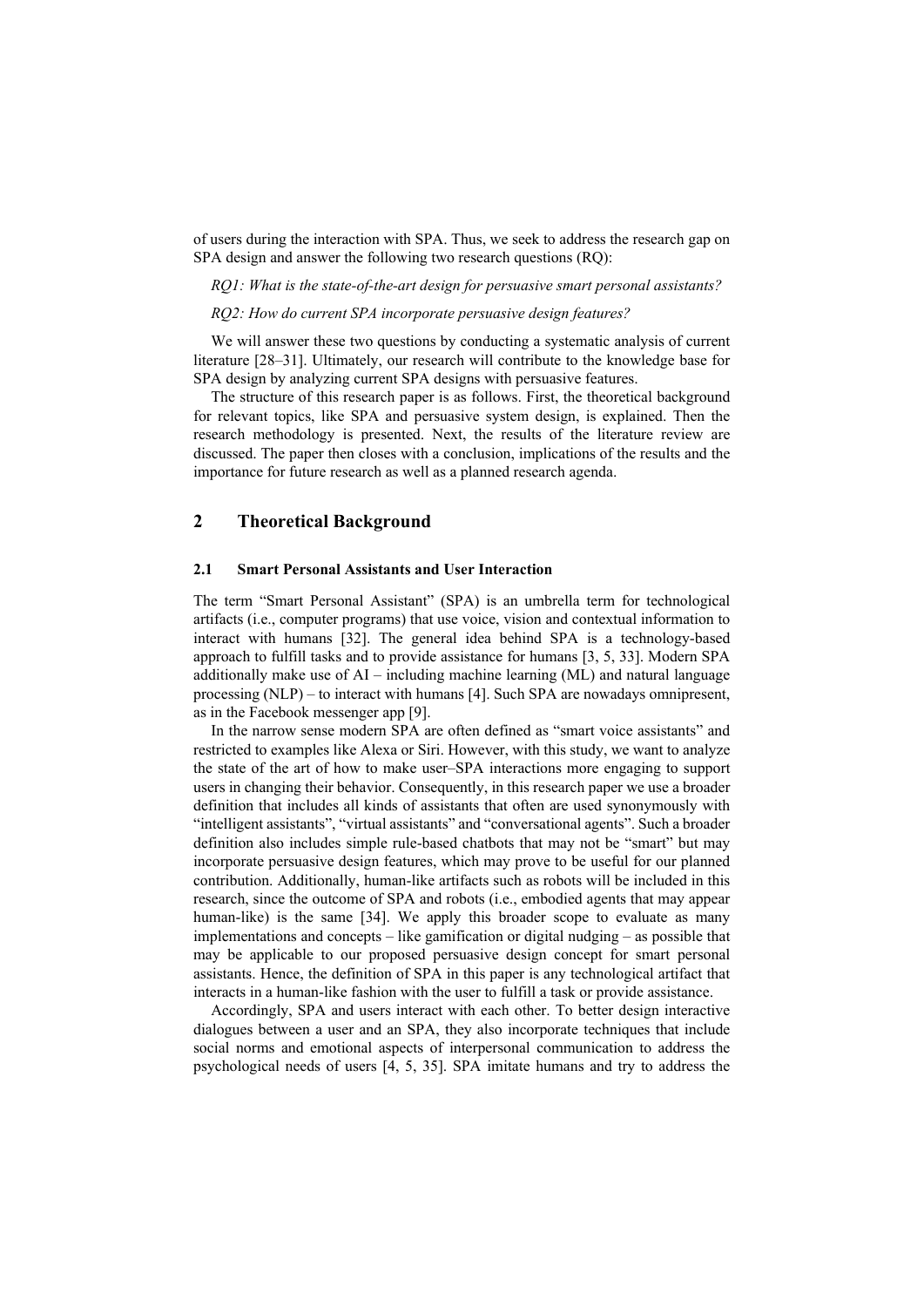of users during the interaction with SPA. Thus, we seek to address the research gap on SPA design and answer the following two research questions (RQ):

*RQ1: What is the state-of-the-art design for persuasive smart personal assistants?*

*RQ2: How do current SPA incorporate persuasive design features?*

We will answer these two questions by conducting a systematic analysis of current literature [28–31]. Ultimately, our research will contribute to the knowledge base for SPA design by analyzing current SPA designs with persuasive features.

The structure of this research paper is as follows. First, the theoretical background for relevant topics, like SPA and persuasive system design, is explained. Then the research methodology is presented. Next, the results of the literature review are discussed. The paper then closes with a conclusion, implications of the results and the importance for future research as well as a planned research agenda.

## 2 Theoretical Background

### 2.1 Smart Personal Assistants and User Interaction

The term "Smart Personal Assistant" (SPA) is an umbrella term for technological artifacts (i.e., computer programs) that use voice, vision and contextual information to interact with humans [32]. The general idea behind SPA is a technology-based approach to fulfill tasks and to provide assistance for humans [3, 5, 33]. Modern SPA additionally make use of AI – including machine learning (ML) and natural language processing (NLP) – to interact with humans [4]. Such SPA are nowadays omnipresent, as in the Facebook messenger app [9].

In the narrow sense modern SPA are often defined as "smart voice assistants" and restricted to examples like Alexa or Siri. However, with this study, we want to analyze the state of the art of how to make user–SPA interactions more engaging to support users in changing their behavior. Consequently, in this research paper we use a broader definition that includes all kinds of assistants that often are used synonymously with "intelligent assistants", "virtual assistants" and "conversational agents". Such a broader definition also includes simple rule-based chatbots that may not be "smart" but may incorporate persuasive design features, which may prove to be useful for our planned contribution. Additionally, human-like artifacts such as robots will be included in this research, since the outcome of SPA and robots (i.e., embodied agents that may appear human-like) is the same [34]. We apply this broader scope to evaluate as many implementations and concepts – like gamification or digital nudging – as possible that may be applicable to our proposed persuasive design concept for smart personal assistants. Hence, the definition of SPA in this paper is any technological artifact that interacts in a human-like fashion with the user to fulfill a task or provide assistance.

Accordingly, SPA and users interact with each other. To better design interactive dialogues between a user and an SPA, they also incorporate techniques that include social norms and emotional aspects of interpersonal communication to address the psychological needs of users [4, 5, 35]. SPA imitate humans and try to address the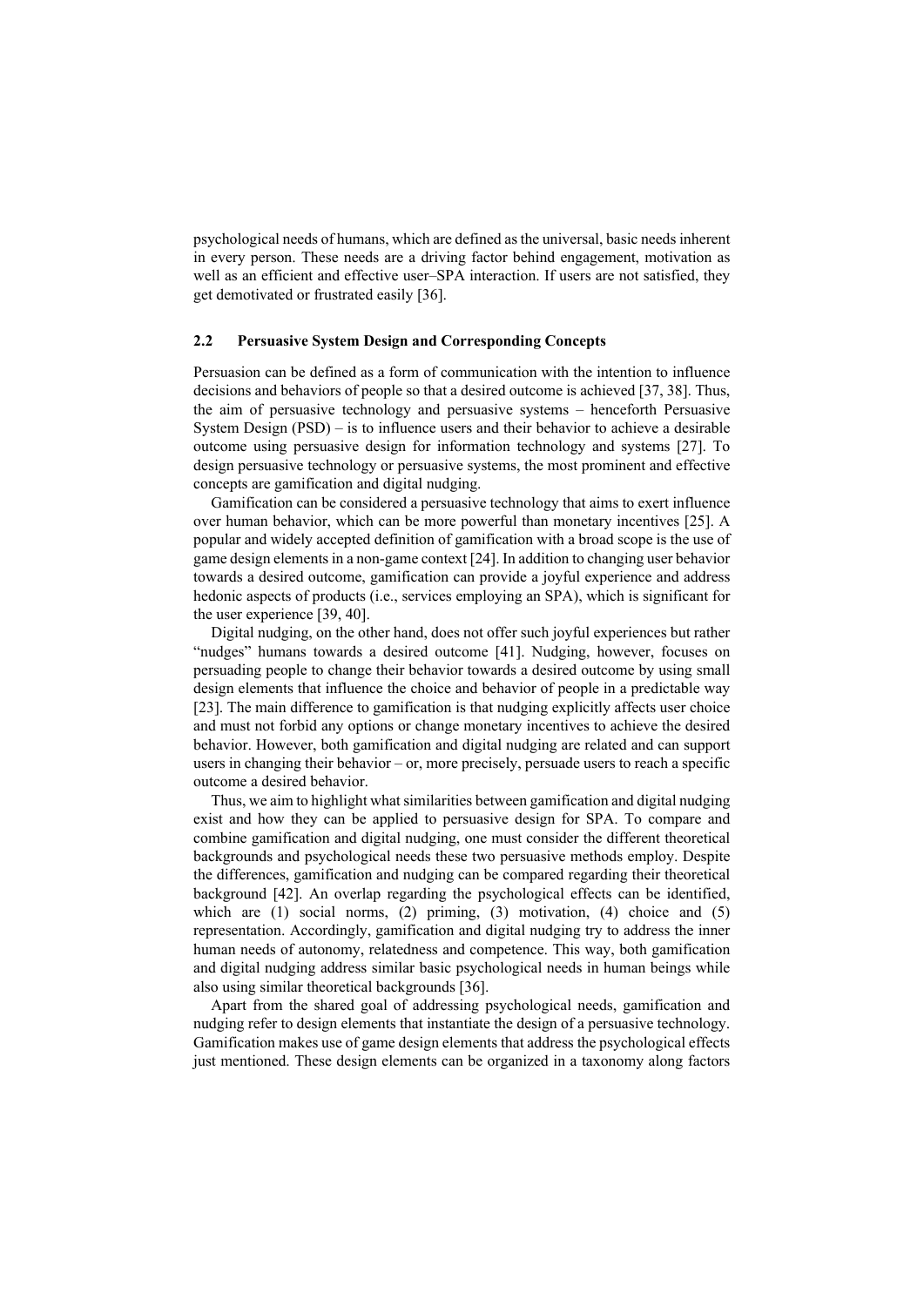psychological needs of humans, which are defined as the universal, basic needs inherent in every person. These needs are a driving factor behind engagement, motivation as well as an efficient and effective user–SPA interaction. If users are not satisfied, they get demotivated or frustrated easily [36].

### 2.2 Persuasive System Design and Corresponding Concepts

Persuasion can be defined as a form of communication with the intention to influence decisions and behaviors of people so that a desired outcome is achieved [37, 38]. Thus, the aim of persuasive technology and persuasive systems – henceforth Persuasive System Design (PSD) – is to influence users and their behavior to achieve a desirable outcome using persuasive design for information technology and systems [27]. To design persuasive technology or persuasive systems, the most prominent and effective concepts are gamification and digital nudging.

Gamification can be considered a persuasive technology that aims to exert influence over human behavior, which can be more powerful than monetary incentives [25]. A popular and widely accepted definition of gamification with a broad scope is the use of game design elements in a non-game context [24]. In addition to changing user behavior towards a desired outcome, gamification can provide a joyful experience and address hedonic aspects of products (i.e., services employing an SPA), which is significant for the user experience [39, 40].

Digital nudging, on the other hand, does not offer such joyful experiences but rather "nudges" humans towards a desired outcome [41]. Nudging, however, focuses on persuading people to change their behavior towards a desired outcome by using small design elements that influence the choice and behavior of people in a predictable way [23]. The main difference to gamification is that nudging explicitly affects user choice and must not forbid any options or change monetary incentives to achieve the desired behavior. However, both gamification and digital nudging are related and can support users in changing their behavior – or, more precisely, persuade users to reach a specific outcome a desired behavior.

Thus, we aim to highlight what similarities between gamification and digital nudging exist and how they can be applied to persuasive design for SPA. To compare and combine gamification and digital nudging, one must consider the different theoretical backgrounds and psychological needs these two persuasive methods employ. Despite the differences, gamification and nudging can be compared regarding their theoretical background [42]. An overlap regarding the psychological effects can be identified, which are (1) social norms, (2) priming, (3) motivation, (4) choice and (5) representation. Accordingly, gamification and digital nudging try to address the inner human needs of autonomy, relatedness and competence. This way, both gamification and digital nudging address similar basic psychological needs in human beings while also using similar theoretical backgrounds [36].

Apart from the shared goal of addressing psychological needs, gamification and nudging refer to design elements that instantiate the design of a persuasive technology. Gamification makes use of game design elements that address the psychological effects just mentioned. These design elements can be organized in a taxonomy along factors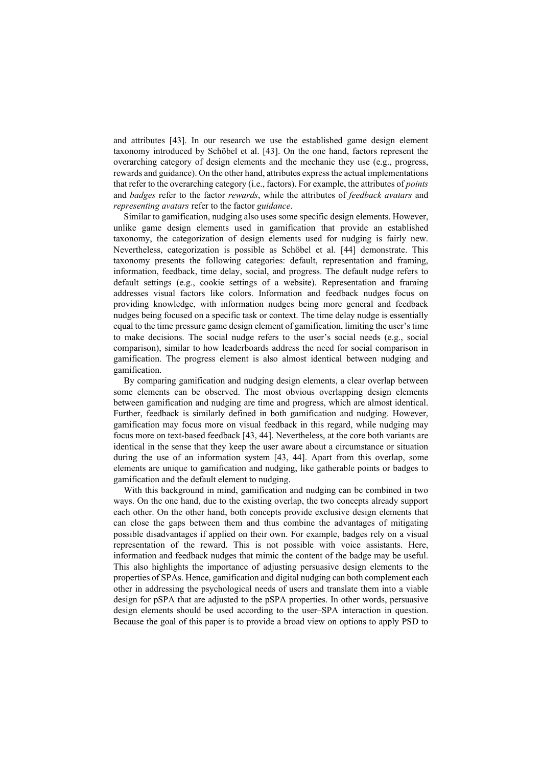and attributes [43]. In our research we use the established game design element taxonomy introduced by Schöbel et al. [43]. On the one hand, factors represent the overarching category of design elements and the mechanic they use (e.g., progress, rewards and guidance). On the other hand, attributes express the actual implementations that refer to the overarching category (i.e., factors). For example, the attributes of *points* and *badges* refer to the factor *rewards*, while the attributes of *feedback avatars* and *representing avatars* refer to the factor *guidance*.

Similar to gamification, nudging also uses some specific design elements. However, unlike game design elements used in gamification that provide an established taxonomy, the categorization of design elements used for nudging is fairly new. Nevertheless, categorization is possible as Schöbel et al. [44] demonstrate. This taxonomy presents the following categories: default, representation and framing, information, feedback, time delay, social, and progress. The default nudge refers to default settings (e.g., cookie settings of a website). Representation and framing addresses visual factors like colors. Information and feedback nudges focus on providing knowledge, with information nudges being more general and feedback nudges being focused on a specific task or context. The time delay nudge is essentially equal to the time pressure game design element of gamification, limiting the user's time to make decisions. The social nudge refers to the user's social needs (e.g., social comparison), similar to how leaderboards address the need for social comparison in gamification. The progress element is also almost identical between nudging and gamification.

By comparing gamification and nudging design elements, a clear overlap between some elements can be observed. The most obvious overlapping design elements between gamification and nudging are time and progress, which are almost identical. Further, feedback is similarly defined in both gamification and nudging. However, gamification may focus more on visual feedback in this regard, while nudging may focus more on text-based feedback [43, 44]. Nevertheless, at the core both variants are identical in the sense that they keep the user aware about a circumstance or situation during the use of an information system [43, 44]. Apart from this overlap, some elements are unique to gamification and nudging, like gatherable points or badges to gamification and the default element to nudging.

With this background in mind, gamification and nudging can be combined in two ways. On the one hand, due to the existing overlap, the two concepts already support each other. On the other hand, both concepts provide exclusive design elements that can close the gaps between them and thus combine the advantages of mitigating possible disadvantages if applied on their own. For example, badges rely on a visual representation of the reward. This is not possible with voice assistants. Here, information and feedback nudges that mimic the content of the badge may be useful. This also highlights the importance of adjusting persuasive design elements to the properties of SPAs. Hence, gamification and digital nudging can both complement each other in addressing the psychological needs of users and translate them into a viable design for pSPA that are adjusted to the pSPA properties. In other words, persuasive design elements should be used according to the user–SPA interaction in question. Because the goal of this paper is to provide a broad view on options to apply PSD to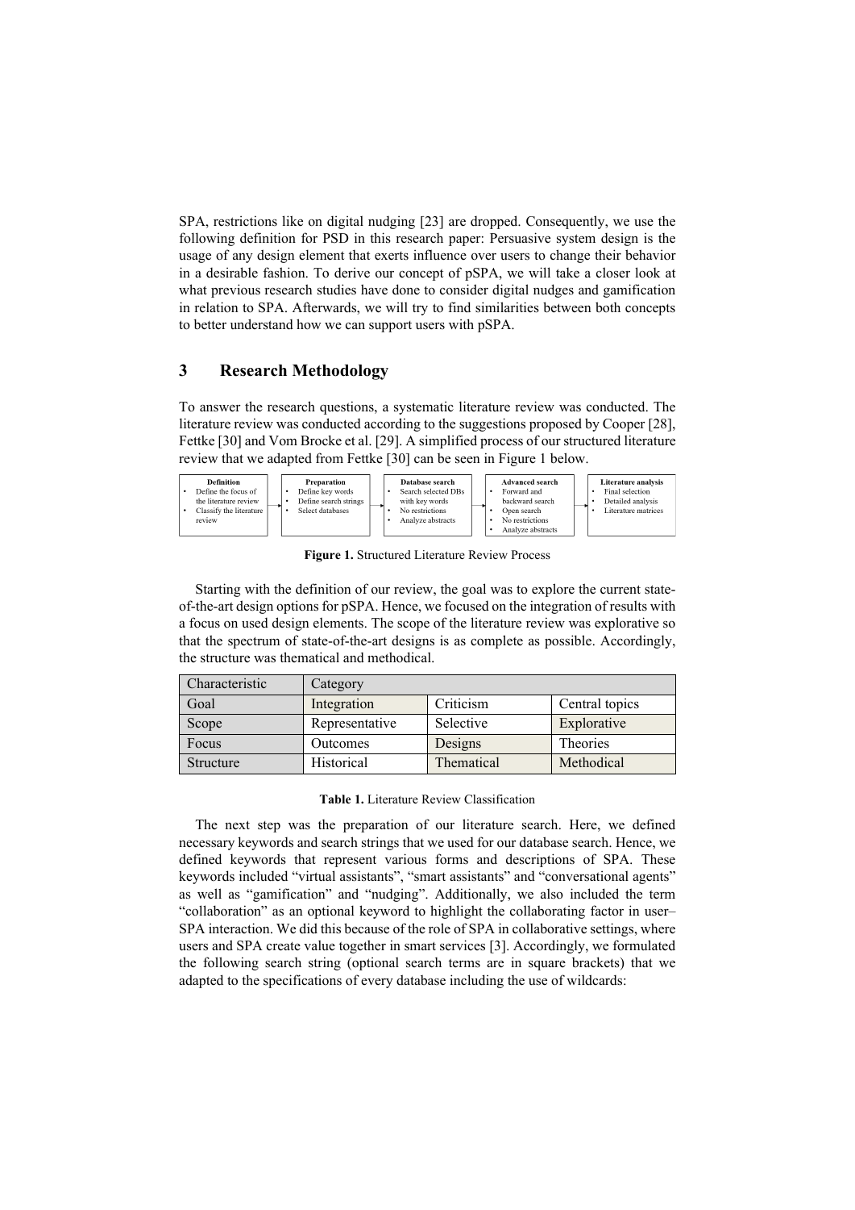SPA, restrictions like on digital nudging [23] are dropped. Consequently, we use the following definition for PSD in this research paper: Persuasive system design is the usage of any design element that exerts influence over users to change their behavior in a desirable fashion. To derive our concept of pSPA, we will take a closer look at what previous research studies have done to consider digital nudges and gamification in relation to SPA. Afterwards, we will try to find similarities between both concepts to better understand how we can support users with pSPA.

## 3 Research Methodology

To answer the research questions, a systematic literature review was conducted. The literature review was conducted according to the suggestions proposed by Cooper [28], Fettke [30] and Vom Brocke et al. [29]. A simplified process of our structured literature review that we adapted from Fettke [30] can be seen in Figure 1 below.

| Definition | Preparation | Database search | Advanced search | Literature analysis |
|---|---|---|---|---|
| • Define the focus of the literature review<br>• Classify the literature review | • Define key words<br>• Define search strings<br>• Select databases | • Search selected DBs with key words<br>• No restrictions<br>• Analyze abstracts | • Forward and backward search<br>• Open search<br>• No restrictions<br>• Analyze abstracts | • Final selection<br>• Detailed analysis<br>• Literature matrices |

**Figure 1.** Structured Literature Review Process

Starting with the definition of our review, the goal was to explore the current state-of-the-art design options for pSPA. Hence, we focused on the integration of results with a focus on used design elements. The scope of the literature review was explorative so that the spectrum of state-of-the-art designs is as complete as possible. Accordingly, the structure was thematical and methodical.

| Characteristic | Category | | |
|---|---|---|---|
| Goal | Integration | Criticism | Central topics |
| Scope | Representative | Selective | Explorative |
| Focus | Outcomes | Designs | Theories |
| Structure | Historical | Thematical | Methodical |

**Table 1.** Literature Review Classification

The next step was the preparation of our literature search. Here, we defined necessary keywords and search strings that we used for our database search. Hence, we defined keywords that represent various forms and descriptions of SPA. These keywords included "virtual assistants", "smart assistants" and "conversational agents" as well as "gamification" and "nudging". Additionally, we also included the term "collaboration" as an optional keyword to highlight the collaborating factor in user–SPA interaction. We did this because of the role of SPA in collaborative settings, where users and SPA create value together in smart services [3]. Accordingly, we formulated the following search string (optional search terms are in square brackets) that we adapted to the specifications of every database including the use of wildcards: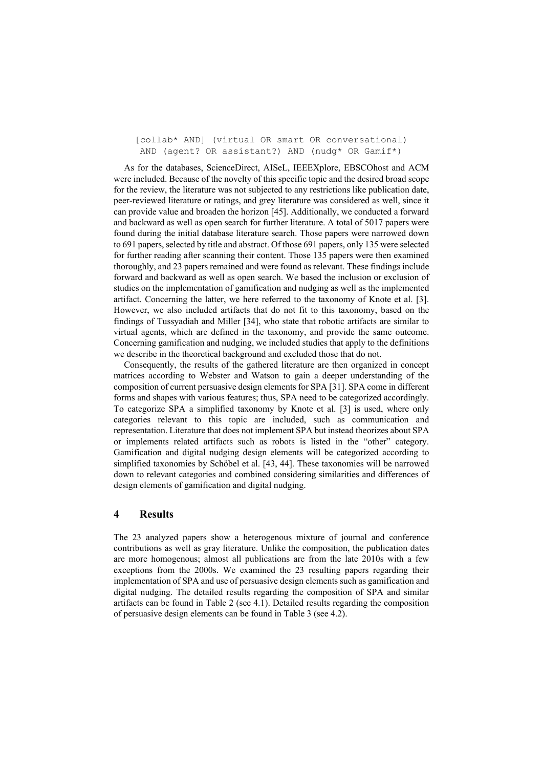```
[collab* AND] (virtual OR smart OR conversational)
 AND (agent? OR assistant?) AND (nudg* OR Gamif*)
```

As for the databases, ScienceDirect, AISeL, IEEEXplore, EBSCOhost and ACM were included. Because of the novelty of this specific topic and the desired broad scope for the review, the literature was not subjected to any restrictions like publication date, peer-reviewed literature or ratings, and grey literature was considered as well, since it can provide value and broaden the horizon [45]. Additionally, we conducted a forward and backward as well as open search for further literature. A total of 5017 papers were found during the initial database literature search. Those papers were narrowed down to 691 papers, selected by title and abstract. Of those 691 papers, only 135 were selected for further reading after scanning their content. Those 135 papers were then examined thoroughly, and 23 papers remained and were found as relevant. These findings include forward and backward as well as open search. We based the inclusion or exclusion of studies on the implementation of gamification and nudging as well as the implemented artifact. Concerning the latter, we here referred to the taxonomy of Knote et al. [3]. However, we also included artifacts that do not fit to this taxonomy, based on the findings of Tussyadiah and Miller [34], who state that robotic artifacts are similar to virtual agents, which are defined in the taxonomy, and provide the same outcome. Concerning gamification and nudging, we included studies that apply to the definitions we describe in the theoretical background and excluded those that do not.

Consequently, the results of the gathered literature are then organized in concept matrices according to Webster and Watson to gain a deeper understanding of the composition of current persuasive design elements for SPA [31]. SPA come in different forms and shapes with various features; thus, SPA need to be categorized accordingly. To categorize SPA a simplified taxonomy by Knote et al. [3] is used, where only categories relevant to this topic are included, such as communication and representation. Literature that does not implement SPA but instead theorizes about SPA or implements related artifacts such as robots is listed in the "other" category. Gamification and digital nudging design elements will be categorized according to simplified taxonomies by Schöbel et al. [43, 44]. These taxonomies will be narrowed down to relevant categories and combined considering similarities and differences of design elements of gamification and digital nudging.

## 4 Results

The 23 analyzed papers show a heterogenous mixture of journal and conference contributions as well as gray literature. Unlike the composition, the publication dates are more homogenous; almost all publications are from the late 2010s with a few exceptions from the 2000s. We examined the 23 resulting papers regarding their implementation of SPA and use of persuasive design elements such as gamification and digital nudging. The detailed results regarding the composition of SPA and similar artifacts can be found in Table 2 (see 4.1). Detailed results regarding the composition of persuasive design elements can be found in Table 3 (see 4.2).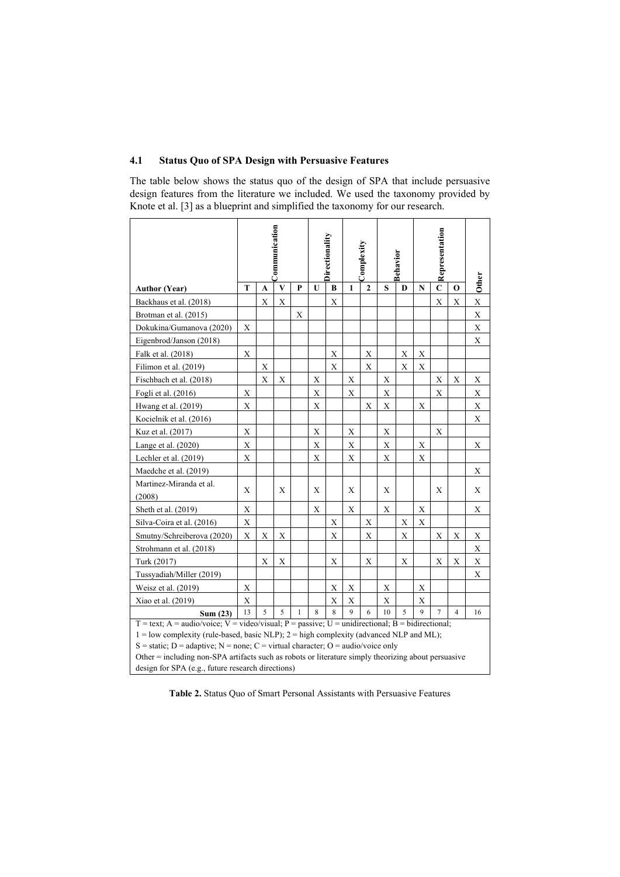### 4.1 Status Quo of SPA Design with Persuasive Features

The table below shows the status quo of the design of SPA that include persuasive design features from the literature we included. We used the taxonomy provided by Knote et al. [3] as a blueprint and simplified the taxonomy for our research.

| | Communication | | | | Directionality | | Complexity | | Behavior | | Representation | | | Other |
|---|---|---|---|---|---|---|---|---|---|---|---|---|---|---|
| **Author (Year)** | **T** | **A** | **V** | **P** | **U** | **B** | **1** | **2** | **S** | **D** | **N** | **C** | **O** | |
| Backhaus et al. (2018) | | X | X | | | X | | | | | | X | X | X |
| Brotman et al. (2015) | | | | X | | | | | | | | | | X |
| Dokukina/Gumanova (2020) | X | | | | | | | | | | | | | X |
| Eigenbrod/Janson (2018) | | | | | | | | | | | | | | X |
| Falk et al. (2018) | X | | | | | X | | X | | X | X | | | |
| Filimon et al. (2019) | | X | | | | X | | X | | X | X | | | |
| Fischbach et al. (2018) | | X | X | | X | | X | | X | | | X | X | X |
| Fogli et al. (2016) | X | | | | X | | X | | X | | | X | | X |
| Hwang et al. (2019) | X | | | | X | | | X | X | | X | | | X |
| Kocielnik et al. (2016) | | | | | | | | | | | | | | X |
| Kuz et al. (2017) | X | | | | X | | X | | X | | | X | | |
| Lange et al. (2020) | X | | | | X | | X | | X | | X | | | X |
| Lechler et al. (2019) | X | | | | X | | X | | X | | X | | | |
| Maedche et al. (2019) | | | | | | | | | | | | | | X |
| Martinez-Miranda et al. (2008) | X | | X | | X | | X | | X | | | X | | X |
| Sheth et al. (2019) | X | | | | X | | X | | X | | X | | | X |
| Silva-Coira et al. (2016) | X | | | | | X | | X | | X | X | | | |
| Smutny/Schreiberova (2020) | X | X | X | | | X | | X | | X | | X | X | X |
| Strohmann et al. (2018) | | | | | | | | | | | | | | X |
| Turk (2017) | | X | X | | | X | | X | | X | | X | X | X |
| Tussyadiah/Miller (2019) | | | | | | | | | | | | | | X |
| Weisz et al. (2019) | X | | | | | X | X | | X | | X | | | |
| Xiao et al. (2019) | X | | | | | X | X | | X | | X | | | |
| **Sum (23)** | 13 | 5 | 5 | 1 | 8 | 8 | 9 | 6 | 10 | 5 | 9 | 7 | 4 | 16 |

T = text; A = audio/voice; V = video/visual; P = passive; U = unidirectional; B = bidirectional;
1 = low complexity (rule-based, basic NLP); 2 = high complexity (advanced NLP and ML);
S = static; D = adaptive; N = none; C = virtual character; O = audio/voice only
Other = including non-SPA artifacts such as robots or literature simply theorizing about persuasive design for SPA (e.g., future research directions)

**Table 2.** Status Quo of Smart Personal Assistants with Persuasive Features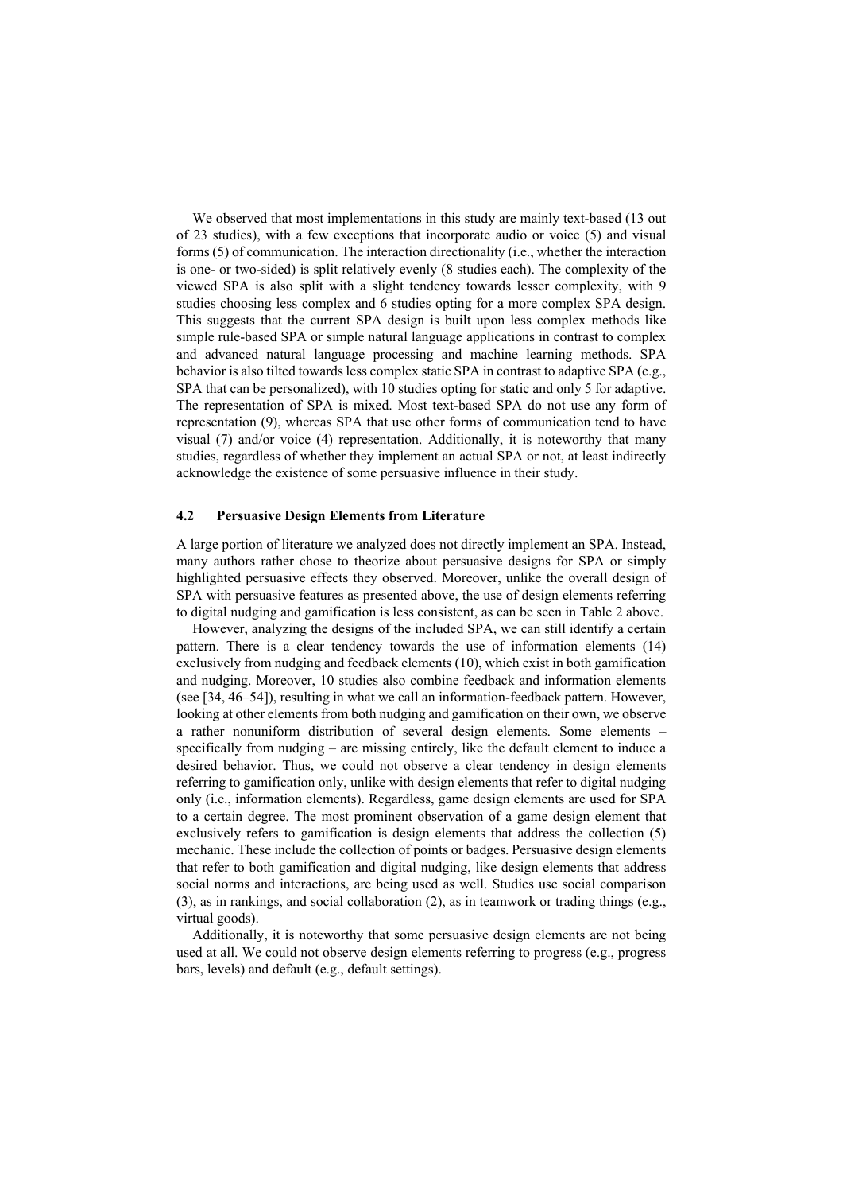We observed that most implementations in this study are mainly text-based (13 out of 23 studies), with a few exceptions that incorporate audio or voice (5) and visual forms (5) of communication. The interaction directionality (i.e., whether the interaction is one- or two-sided) is split relatively evenly (8 studies each). The complexity of the viewed SPA is also split with a slight tendency towards lesser complexity, with 9 studies choosing less complex and 6 studies opting for a more complex SPA design. This suggests that the current SPA design is built upon less complex methods like simple rule-based SPA or simple natural language applications in contrast to complex and advanced natural language processing and machine learning methods. SPA behavior is also tilted towards less complex static SPA in contrast to adaptive SPA (e.g., SPA that can be personalized), with 10 studies opting for static and only 5 for adaptive. The representation of SPA is mixed. Most text-based SPA do not use any form of representation (9), whereas SPA that use other forms of communication tend to have visual (7) and/or voice (4) representation. Additionally, it is noteworthy that many studies, regardless of whether they implement an actual SPA or not, at least indirectly acknowledge the existence of some persuasive influence in their study.

### 4.2 Persuasive Design Elements from Literature

A large portion of literature we analyzed does not directly implement an SPA. Instead, many authors rather chose to theorize about persuasive designs for SPA or simply highlighted persuasive effects they observed. Moreover, unlike the overall design of SPA with persuasive features as presented above, the use of design elements referring to digital nudging and gamification is less consistent, as can be seen in Table 2 above.

However, analyzing the designs of the included SPA, we can still identify a certain pattern. There is a clear tendency towards the use of information elements (14) exclusively from nudging and feedback elements (10), which exist in both gamification and nudging. Moreover, 10 studies also combine feedback and information elements (see [34, 46–54]), resulting in what we call an information-feedback pattern. However, looking at other elements from both nudging and gamification on their own, we observe a rather nonuniform distribution of several design elements. Some elements – specifically from nudging – are missing entirely, like the default element to induce a desired behavior. Thus, we could not observe a clear tendency in design elements referring to gamification only, unlike with design elements that refer to digital nudging only (i.e., information elements). Regardless, game design elements are used for SPA to a certain degree. The most prominent observation of a game design element that exclusively refers to gamification is design elements that address the collection (5) mechanic. These include the collection of points or badges. Persuasive design elements that refer to both gamification and digital nudging, like design elements that address social norms and interactions, are being used as well. Studies use social comparison (3), as in rankings, and social collaboration (2), as in teamwork or trading things (e.g., virtual goods).

Additionally, it is noteworthy that some persuasive design elements are not being used at all. We could not observe design elements referring to progress (e.g., progress bars, levels) and default (e.g., default settings).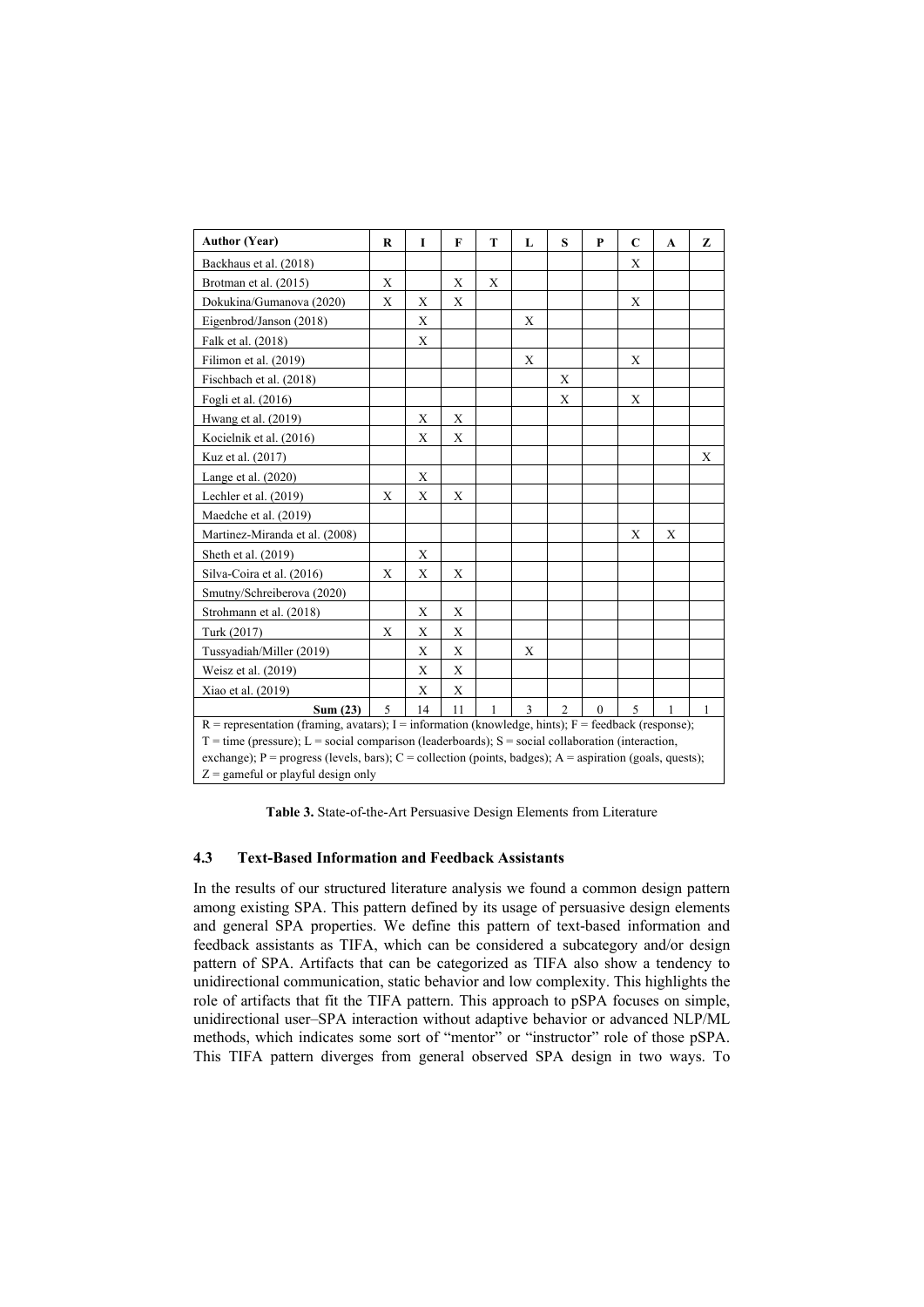| Author (Year) | R | I | F | T | L | S | P | C | A | Z |
|---|---|---|---|---|---|---|---|---|---|---|
| Backhaus et al. (2018) | | | | | | | | X | | |
| Brotman et al. (2015) | X | | X | X | | | | | | |
| Dokukina/Gumanova (2020) | X | X | X | | | | | X | | |
| Eigenbrod/Janson (2018) | | X | | | X | | | | | |
| Falk et al. (2018) | | X | | | | | | | | |
| Filimon et al. (2019) | | | | | X | | | X | | |
| Fischbach et al. (2018) | | | | | | X | | | | |
| Fogli et al. (2016) | | | | | | X | | X | | |
| Hwang et al. (2019) | | X | X | | | | | | | |
| Kocielnik et al. (2016) | | X | X | | | | | | | |
| Kuz et al. (2017) | | | | | | | | | | X |
| Lange et al. (2020) | | X | | | | | | | | |
| Lechler et al. (2019) | X | X | X | | | | | | | |
| Maedche et al. (2019) | | | | | | | | | | |
| Martinez-Miranda et al. (2008) | | | | | | | | X | X | |
| Sheth et al. (2019) | | X | | | | | | | | |
| Silva-Coira et al. (2016) | X | X | X | | | | | | | |
| Smutny/Schreiberova (2020) | | | | | | | | | | |
| Strohmann et al. (2018) | | X | X | | | | | | | |
| Turk (2017) | X | X | X | | | | | | | |
| Tussyadiah/Miller (2019) | | X | X | | X | | | | | |
| Weisz et al. (2019) | | X | X | | | | | | | |
| Xiao et al. (2019) | | X | X | | | | | | | |
| **Sum (23)** | 5 | 14 | 11 | 1 | 3 | 2 | 0 | 5 | 1 | 1 |

R = representation (framing, avatars); I = information (knowledge, hints); F = feedback (response); T = time (pressure); L = social comparison (leaderboards); S = social collaboration (interaction, exchange); P = progress (levels, bars); C = collection (points, badges); A = aspiration (goals, quests); Z = gameful or playful design only

**Table 3.** State-of-the-Art Persuasive Design Elements from Literature

### 4.3 Text-Based Information and Feedback Assistants

In the results of our structured literature analysis we found a common design pattern among existing SPA. This pattern defined by its usage of persuasive design elements and general SPA properties. We define this pattern of text-based information and feedback assistants as TIFA, which can be considered a subcategory and/or design pattern of SPA. Artifacts that can be categorized as TIFA also show a tendency to unidirectional communication, static behavior and low complexity. This highlights the role of artifacts that fit the TIFA pattern. This approach to pSPA focuses on simple, unidirectional user–SPA interaction without adaptive behavior or advanced NLP/ML methods, which indicates some sort of "mentor" or "instructor" role of those pSPA. This TIFA pattern diverges from general observed SPA design in two ways. To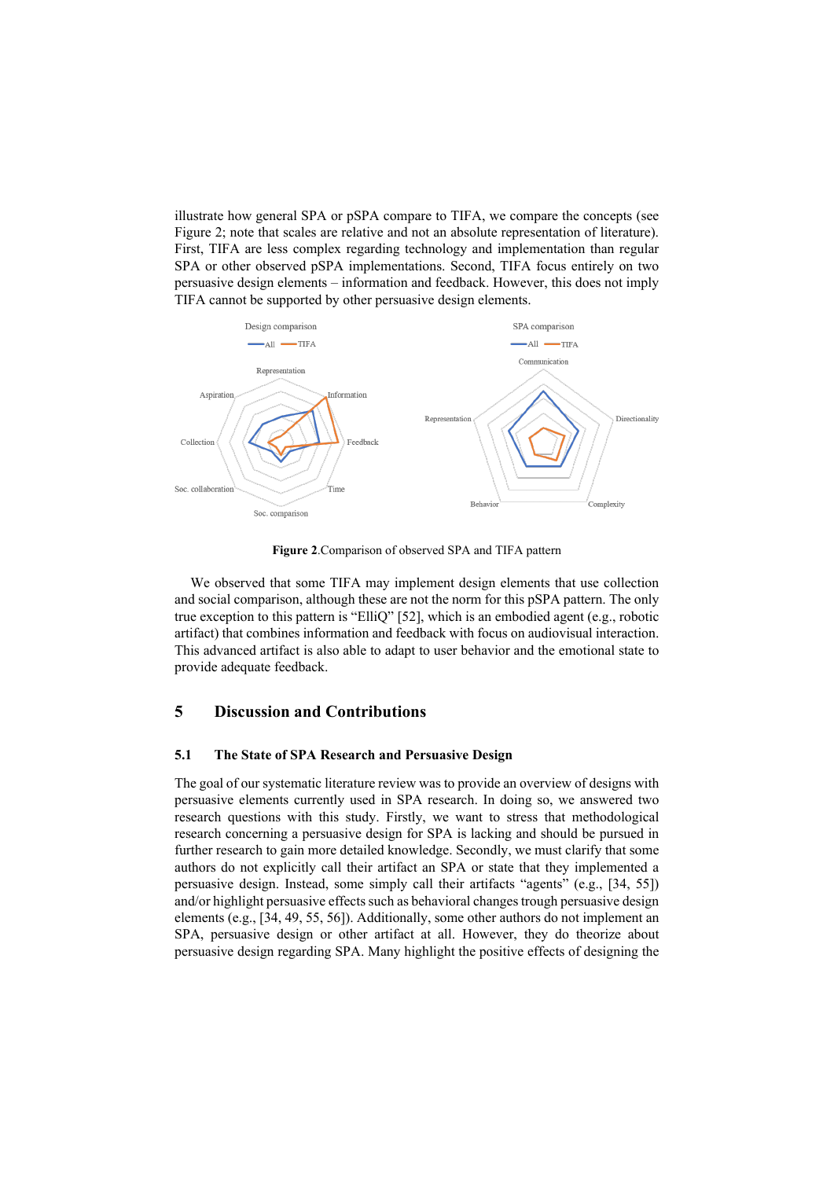illustrate how general SPA or pSPA compare to TIFA, we compare the concepts (see Figure 2; note that scales are relative and not an absolute representation of literature). First, TIFA are less complex regarding technology and implementation than regular SPA or other observed pSPA implementations. Second, TIFA focus entirely on two persuasive design elements – information and feedback. However, this does not imply TIFA cannot be supported by other persuasive design elements.

**Figure 2**.Comparison of observed SPA and TIFA pattern

We observed that some TIFA may implement design elements that use collection and social comparison, although these are not the norm for this pSPA pattern. The only true exception to this pattern is "ElliQ" [52], which is an embodied agent (e.g., robotic artifact) that combines information and feedback with focus on audiovisual interaction. This advanced artifact is also able to adapt to user behavior and the emotional state to provide adequate feedback.

## 5 Discussion and Contributions

### 5.1 The State of SPA Research and Persuasive Design

The goal of our systematic literature review was to provide an overview of designs with persuasive elements currently used in SPA research. In doing so, we answered two research questions with this study. Firstly, we want to stress that methodological research concerning a persuasive design for SPA is lacking and should be pursued in further research to gain more detailed knowledge. Secondly, we must clarify that some authors do not explicitly call their artifact an SPA or state that they implemented a persuasive design. Instead, some simply call their artifacts "agents" (e.g., [34, 55]) and/or highlight persuasive effects such as behavioral changes trough persuasive design elements (e.g., [34, 49, 55, 56]). Additionally, some other authors do not implement an SPA, persuasive design or other artifact at all. However, they do theorize about persuasive design regarding SPA. Many highlight the positive effects of designing the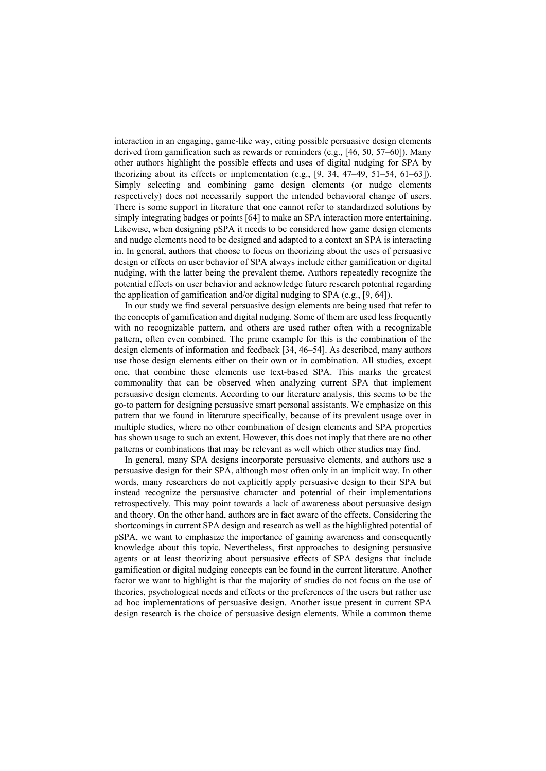interaction in an engaging, game-like way, citing possible persuasive design elements derived from gamification such as rewards or reminders (e.g., [46, 50, 57–60]). Many other authors highlight the possible effects and uses of digital nudging for SPA by theorizing about its effects or implementation (e.g., [9, 34, 47–49, 51–54, 61–63]). Simply selecting and combining game design elements (or nudge elements respectively) does not necessarily support the intended behavioral change of users. There is some support in literature that one cannot refer to standardized solutions by simply integrating badges or points [64] to make an SPA interaction more entertaining. Likewise, when designing pSPA it needs to be considered how game design elements and nudge elements need to be designed and adapted to a context an SPA is interacting in. In general, authors that choose to focus on theorizing about the uses of persuasive design or effects on user behavior of SPA always include either gamification or digital nudging, with the latter being the prevalent theme. Authors repeatedly recognize the potential effects on user behavior and acknowledge future research potential regarding the application of gamification and/or digital nudging to SPA (e.g., [9, 64]).

In our study we find several persuasive design elements are being used that refer to the concepts of gamification and digital nudging. Some of them are used less frequently with no recognizable pattern, and others are used rather often with a recognizable pattern, often even combined. The prime example for this is the combination of the design elements of information and feedback [34, 46–54]. As described, many authors use those design elements either on their own or in combination. All studies, except one, that combine these elements use text-based SPA. This marks the greatest commonality that can be observed when analyzing current SPA that implement persuasive design elements. According to our literature analysis, this seems to be the go-to pattern for designing persuasive smart personal assistants. We emphasize on this pattern that we found in literature specifically, because of its prevalent usage over in multiple studies, where no other combination of design elements and SPA properties has shown usage to such an extent. However, this does not imply that there are no other patterns or combinations that may be relevant as well which other studies may find.

In general, many SPA designs incorporate persuasive elements, and authors use a persuasive design for their SPA, although most often only in an implicit way. In other words, many researchers do not explicitly apply persuasive design to their SPA but instead recognize the persuasive character and potential of their implementations retrospectively. This may point towards a lack of awareness about persuasive design and theory. On the other hand, authors are in fact aware of the effects. Considering the shortcomings in current SPA design and research as well as the highlighted potential of pSPA, we want to emphasize the importance of gaining awareness and consequently knowledge about this topic. Nevertheless, first approaches to designing persuasive agents or at least theorizing about persuasive effects of SPA designs that include gamification or digital nudging concepts can be found in the current literature. Another factor we want to highlight is that the majority of studies do not focus on the use of theories, psychological needs and effects or the preferences of the users but rather use ad hoc implementations of persuasive design. Another issue present in current SPA design research is the choice of persuasive design elements. While a common theme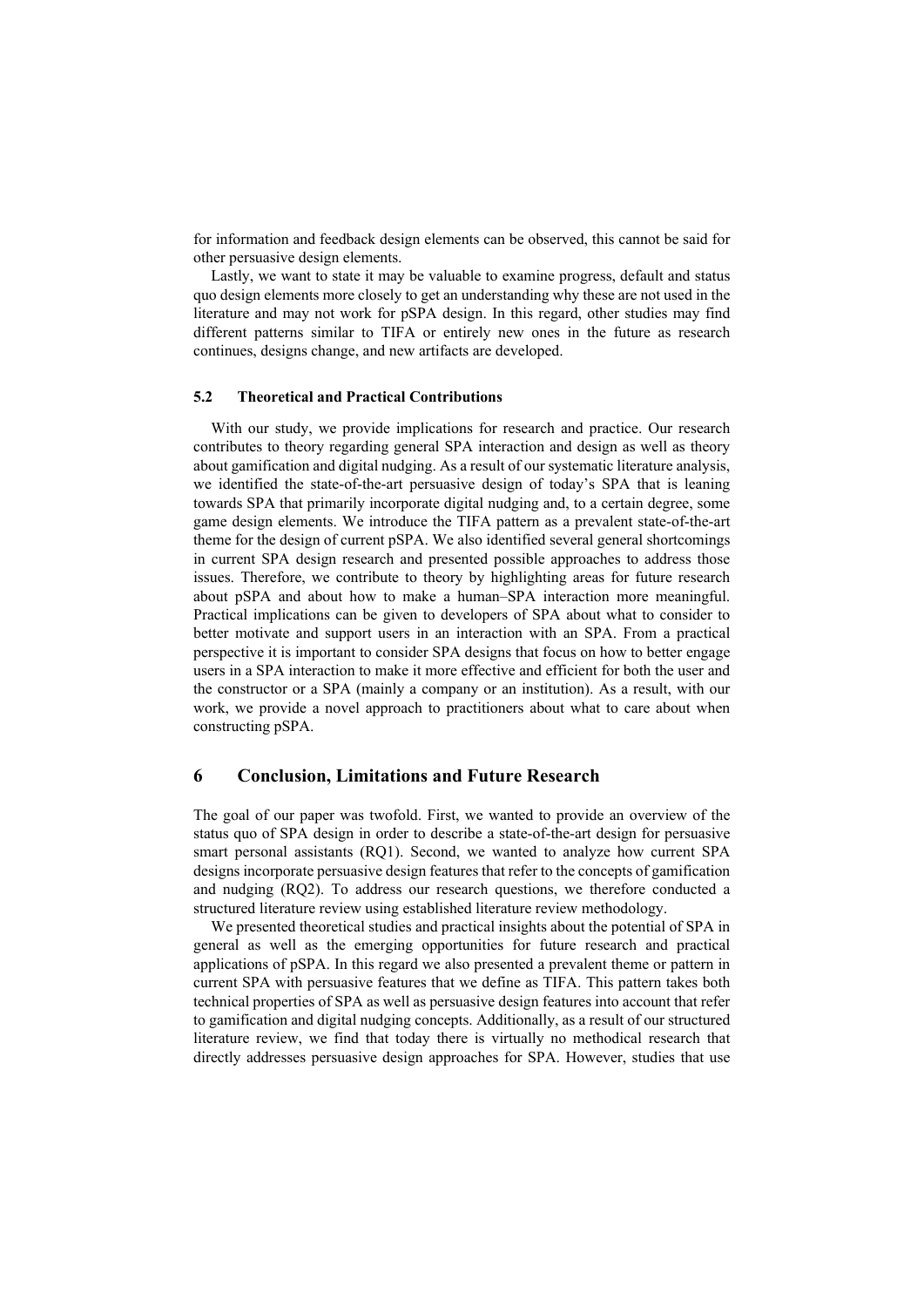for information and feedback design elements can be observed, this cannot be said for other persuasive design elements.

Lastly, we want to state it may be valuable to examine progress, default and status quo design elements more closely to get an understanding why these are not used in the literature and may not work for pSPA design. In this regard, other studies may find different patterns similar to TIFA or entirely new ones in the future as research continues, designs change, and new artifacts are developed.

### 5.2 Theoretical and Practical Contributions

With our study, we provide implications for research and practice. Our research contributes to theory regarding general SPA interaction and design as well as theory about gamification and digital nudging. As a result of our systematic literature analysis, we identified the state-of-the-art persuasive design of today's SPA that is leaning towards SPA that primarily incorporate digital nudging and, to a certain degree, some game design elements. We introduce the TIFA pattern as a prevalent state-of-the-art theme for the design of current pSPA. We also identified several general shortcomings in current SPA design research and presented possible approaches to address those issues. Therefore, we contribute to theory by highlighting areas for future research about pSPA and about how to make a human–SPA interaction more meaningful. Practical implications can be given to developers of SPA about what to consider to better motivate and support users in an interaction with an SPA. From a practical perspective it is important to consider SPA designs that focus on how to better engage users in a SPA interaction to make it more effective and efficient for both the user and the constructor or a SPA (mainly a company or an institution). As a result, with our work, we provide a novel approach to practitioners about what to care about when constructing pSPA.

## 6 Conclusion, Limitations and Future Research

The goal of our paper was twofold. First, we wanted to provide an overview of the status quo of SPA design in order to describe a state-of-the-art design for persuasive smart personal assistants (RQ1). Second, we wanted to analyze how current SPA designs incorporate persuasive design features that refer to the concepts of gamification and nudging (RQ2). To address our research questions, we therefore conducted a structured literature review using established literature review methodology.

We presented theoretical studies and practical insights about the potential of SPA in general as well as the emerging opportunities for future research and practical applications of pSPA. In this regard we also presented a prevalent theme or pattern in current SPA with persuasive features that we define as TIFA. This pattern takes both technical properties of SPA as well as persuasive design features into account that refer to gamification and digital nudging concepts. Additionally, as a result of our structured literature review, we find that today there is virtually no methodical research that directly addresses persuasive design approaches for SPA. However, studies that use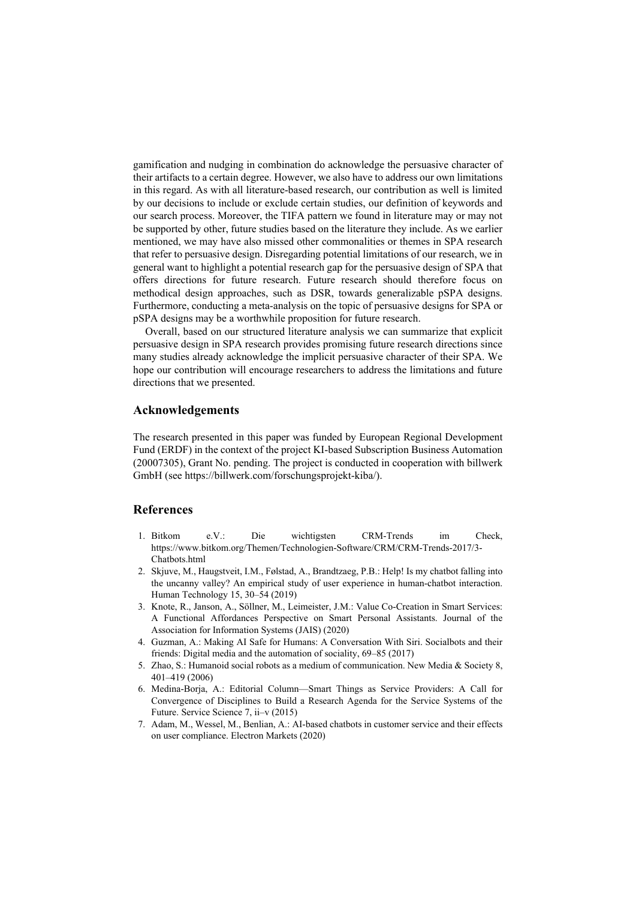gamification and nudging in combination do acknowledge the persuasive character of their artifacts to a certain degree. However, we also have to address our own limitations in this regard. As with all literature-based research, our contribution as well is limited by our decisions to include or exclude certain studies, our definition of keywords and our search process. Moreover, the TIFA pattern we found in literature may or may not be supported by other, future studies based on the literature they include. As we earlier mentioned, we may have also missed other commonalities or themes in SPA research that refer to persuasive design. Disregarding potential limitations of our research, we in general want to highlight a potential research gap for the persuasive design of SPA that offers directions for future research. Future research should therefore focus on methodical design approaches, such as DSR, towards generalizable pSPA designs. Furthermore, conducting a meta-analysis on the topic of persuasive designs for SPA or pSPA designs may be a worthwhile proposition for future research.

Overall, based on our structured literature analysis we can summarize that explicit persuasive design in SPA research provides promising future research directions since many studies already acknowledge the implicit persuasive character of their SPA. We hope our contribution will encourage researchers to address the limitations and future directions that we presented.

## Acknowledgements

The research presented in this paper was funded by European Regional Development Fund (ERDF) in the context of the project KI-based Subscription Business Automation (20007305), Grant No. pending. The project is conducted in cooperation with billwerk GmbH (see https://billwerk.com/forschungsprojekt-kiba/).

## References

1. Bitkom e.V.: Die wichtigsten CRM-Trends im Check, https://www.bitkom.org/Themen/Technologien-Software/CRM/CRM-Trends-2017/3-Chatbots.html
2. Skjuve, M., Haugstveit, I.M., Følstad, A., Brandtzaeg, P.B.: Help! Is my chatbot falling into the uncanny valley? An empirical study of user experience in human-chatbot interaction. Human Technology 15, 30–54 (2019)
3. Knote, R., Janson, A., Söllner, M., Leimeister, J.M.: Value Co-Creation in Smart Services: A Functional Affordances Perspective on Smart Personal Assistants. Journal of the Association for Information Systems (JAIS) (2020)
4. Guzman, A.: Making AI Safe for Humans: A Conversation With Siri. Socialbots and their friends: Digital media and the automation of sociality, 69–85 (2017)
5. Zhao, S.: Humanoid social robots as a medium of communication. New Media & Society 8, 401–419 (2006)
6. Medina-Borja, A.: Editorial Column—Smart Things as Service Providers: A Call for Convergence of Disciplines to Build a Research Agenda for the Service Systems of the Future. Service Science 7, ii–v (2015)
7. Adam, M., Wessel, M., Benlian, A.: AI-based chatbots in customer service and their effects on user compliance. Electron Markets (2020)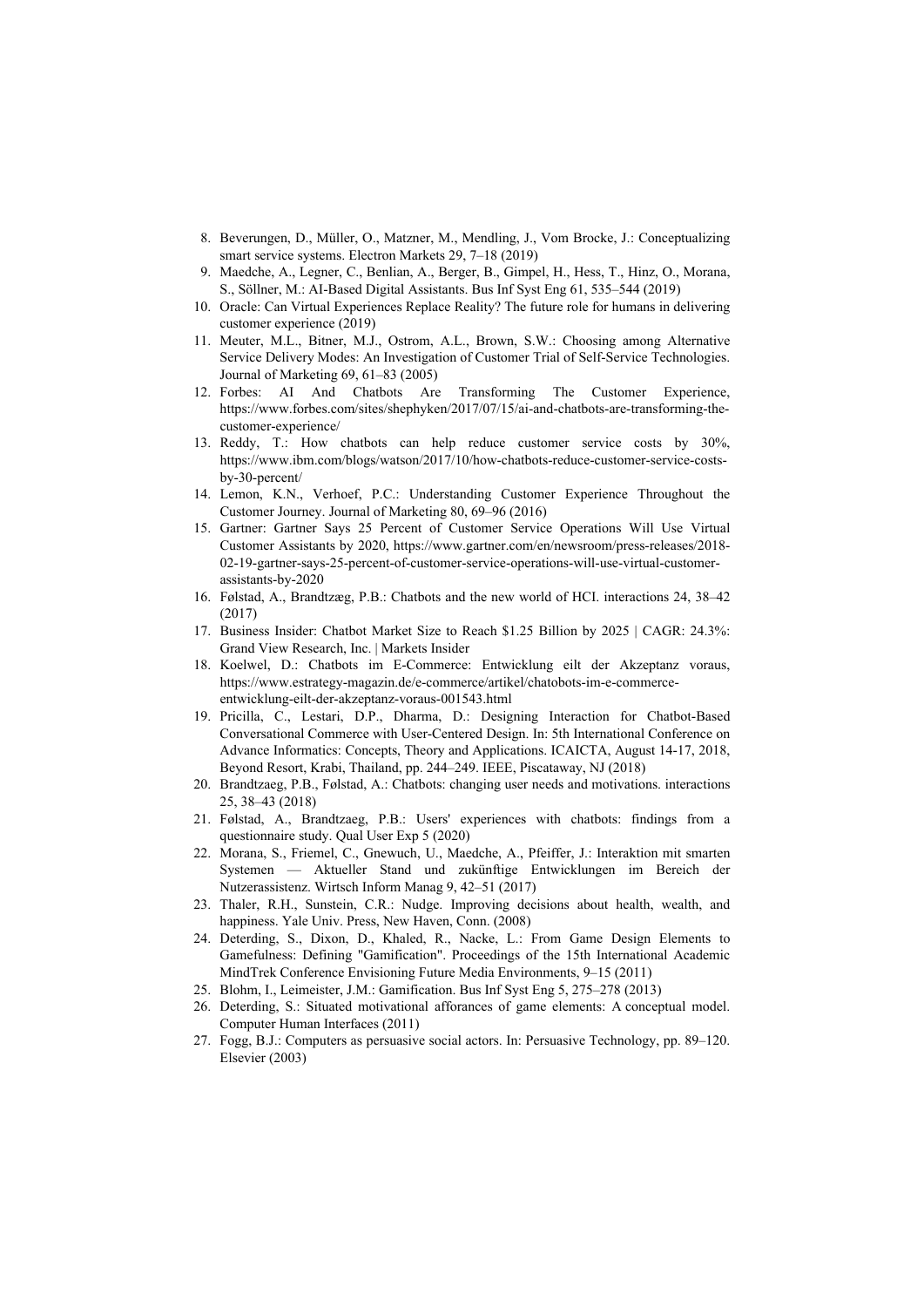8. Beverungen, D., Müller, O., Matzner, M., Mendling, J., Vom Brocke, J.: Conceptualizing smart service systems. Electron Markets 29, 7–18 (2019)
9. Maedche, A., Legner, C., Benlian, A., Berger, B., Gimpel, H., Hess, T., Hinz, O., Morana, S., Söllner, M.: AI-Based Digital Assistants. Bus Inf Syst Eng 61, 535–544 (2019)
10. Oracle: Can Virtual Experiences Replace Reality? The future role for humans in delivering customer experience (2019)
11. Meuter, M.L., Bitner, M.J., Ostrom, A.L., Brown, S.W.: Choosing among Alternative Service Delivery Modes: An Investigation of Customer Trial of Self-Service Technologies. Journal of Marketing 69, 61–83 (2005)
12. Forbes: AI And Chatbots Are Transforming The Customer Experience, https://www.forbes.com/sites/shephyken/2017/07/15/ai-and-chatbots-are-transforming-the-customer-experience/
13. Reddy, T.: How chatbots can help reduce customer service costs by 30%, https://www.ibm.com/blogs/watson/2017/10/how-chatbots-reduce-customer-service-costs-by-30-percent/
14. Lemon, K.N., Verhoef, P.C.: Understanding Customer Experience Throughout the Customer Journey. Journal of Marketing 80, 69–96 (2016)
15. Gartner: Gartner Says 25 Percent of Customer Service Operations Will Use Virtual Customer Assistants by 2020, https://www.gartner.com/en/newsroom/press-releases/2018-02-19-gartner-says-25-percent-of-customer-service-operations-will-use-virtual-customer-assistants-by-2020
16. Følstad, A., Brandtzæg, P.B.: Chatbots and the new world of HCI. interactions 24, 38–42 (2017)
17. Business Insider: Chatbot Market Size to Reach $1.25 Billion by 2025 | CAGR: 24.3%: Grand View Research, Inc. | Markets Insider
18. Koelwel, D.: Chatbots im E-Commerce: Entwicklung eilt der Akzeptanz voraus, https://www.estrategy-magazin.de/e-commerce/artikel/chatobots-im-e-commerce-entwicklung-eilt-der-akzeptanz-voraus-001543.html
19. Pricilla, C., Lestari, D.P., Dharma, D.: Designing Interaction for Chatbot-Based Conversational Commerce with User-Centered Design. In: 5th International Conference on Advance Informatics: Concepts, Theory and Applications. ICAICTA, August 14-17, 2018, Beyond Resort, Krabi, Thailand, pp. 244–249. IEEE, Piscataway, NJ (2018)
20. Brandtzaeg, P.B., Følstad, A.: Chatbots: changing user needs and motivations. interactions 25, 38–43 (2018)
21. Følstad, A., Brandtzaeg, P.B.: Users' experiences with chatbots: findings from a questionnaire study. Qual User Exp 5 (2020)
22. Morana, S., Friemel, C., Gnewuch, U., Maedche, A., Pfeiffer, J.: Interaktion mit smarten Systemen — Aktueller Stand und zukünftige Entwicklungen im Bereich der Nutzerassistenz. Wirtsch Inform Manag 9, 42–51 (2017)
23. Thaler, R.H., Sunstein, C.R.: Nudge. Improving decisions about health, wealth, and happiness. Yale Univ. Press, New Haven, Conn. (2008)
24. Deterding, S., Dixon, D., Khaled, R., Nacke, L.: From Game Design Elements to Gamefulness: Defining "Gamification". Proceedings of the 15th International Academic MindTrek Conference Envisioning Future Media Environments, 9–15 (2011)
25. Blohm, I., Leimeister, J.M.: Gamification. Bus Inf Syst Eng 5, 275–278 (2013)
26. Deterding, S.: Situated motivational affordances of game elements: A conceptual model. Computer Human Interfaces (2011)
27. Fogg, B.J.: Computers as persuasive social actors. In: Persuasive Technology, pp. 89–120. Elsevier (2003)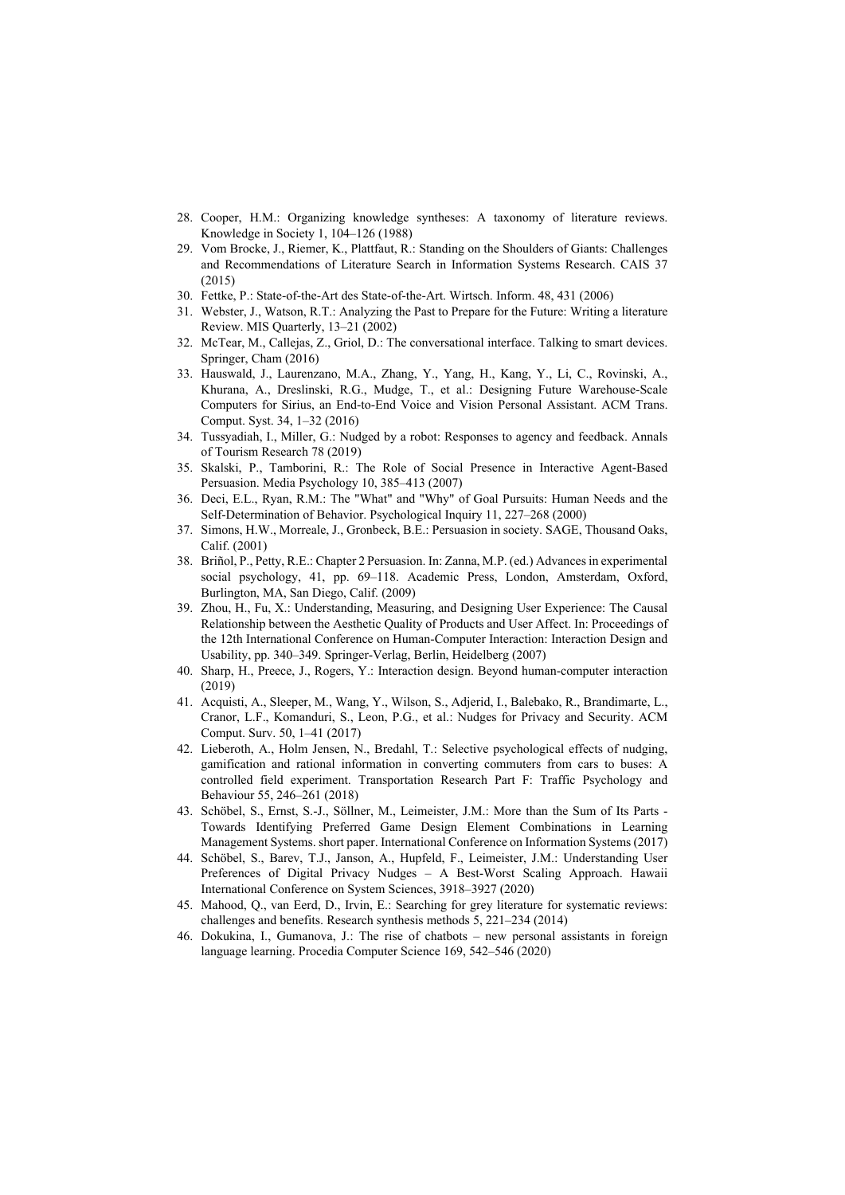28. Cooper, H.M.: Organizing knowledge syntheses: A taxonomy of literature reviews. Knowledge in Society 1, 104–126 (1988)
29. Vom Brocke, J., Riemer, K., Plattfaut, R.: Standing on the Shoulders of Giants: Challenges and Recommendations of Literature Search in Information Systems Research. CAIS 37 (2015)
30. Fettke, P.: State-of-the-Art des State-of-the-Art. Wirtsch. Inform. 48, 431 (2006)
31. Webster, J., Watson, R.T.: Analyzing the Past to Prepare for the Future: Writing a literature Review. MIS Quarterly, 13–21 (2002)
32. McTear, M., Callejas, Z., Griol, D.: The conversational interface. Talking to smart devices. Springer, Cham (2016)
33. Hauswald, J., Laurenzano, M.A., Zhang, Y., Yang, H., Kang, Y., Li, C., Rovinski, A., Khurana, A., Dreslinski, R.G., Mudge, T., et al.: Designing Future Warehouse-Scale Computers for Sirius, an End-to-End Voice and Vision Personal Assistant. ACM Trans. Comput. Syst. 34, 1–32 (2016)
34. Tussyadiah, I., Miller, G.: Nudged by a robot: Responses to agency and feedback. Annals of Tourism Research 78 (2019)
35. Skalski, P., Tamborini, R.: The Role of Social Presence in Interactive Agent-Based Persuasion. Media Psychology 10, 385–413 (2007)
36. Deci, E.L., Ryan, R.M.: The "What" and "Why" of Goal Pursuits: Human Needs and the Self-Determination of Behavior. Psychological Inquiry 11, 227–268 (2000)
37. Simons, H.W., Morreale, J., Gronbeck, B.E.: Persuasion in society. SAGE, Thousand Oaks, Calif. (2001)
38. Briñol, P., Petty, R.E.: Chapter 2 Persuasion. In: Zanna, M.P. (ed.) Advances in experimental social psychology, 41, pp. 69–118. Academic Press, London, Amsterdam, Oxford, Burlington, MA, San Diego, Calif. (2009)
39. Zhou, H., Fu, X.: Understanding, Measuring, and Designing User Experience: The Causal Relationship between the Aesthetic Quality of Products and User Affect. In: Proceedings of the 12th International Conference on Human-Computer Interaction: Interaction Design and Usability, pp. 340–349. Springer-Verlag, Berlin, Heidelberg (2007)
40. Sharp, H., Preece, J., Rogers, Y.: Interaction design. Beyond human-computer interaction (2019)
41. Acquisti, A., Sleeper, M., Wang, Y., Wilson, S., Adjerid, I., Balebako, R., Brandimarte, L., Cranor, L.F., Komanduri, S., Leon, P.G., et al.: Nudges for Privacy and Security. ACM Comput. Surv. 50, 1–41 (2017)
42. Lieberoth, A., Holm Jensen, N., Bredahl, T.: Selective psychological effects of nudging, gamification and rational information in converting commuters from cars to buses: A controlled field experiment. Transportation Research Part F: Traffic Psychology and Behaviour 55, 246–261 (2018)
43. Schöbel, S., Ernst, S.-J., Söllner, M., Leimeister, J.M.: More than the Sum of Its Parts - Towards Identifying Preferred Game Design Element Combinations in Learning Management Systems. short paper. International Conference on Information Systems (2017)
44. Schöbel, S., Barev, T.J., Janson, A., Hupfeld, F., Leimeister, J.M.: Understanding User Preferences of Digital Privacy Nudges – A Best-Worst Scaling Approach. Hawaii International Conference on System Sciences, 3918–3927 (2020)
45. Mahood, Q., van Eerd, D., Irvin, E.: Searching for grey literature for systematic reviews: challenges and benefits. Research synthesis methods 5, 221–234 (2014)
46. Dokukina, I., Gumanova, J.: The rise of chatbots – new personal assistants in foreign language learning. Procedia Computer Science 169, 542–546 (2020)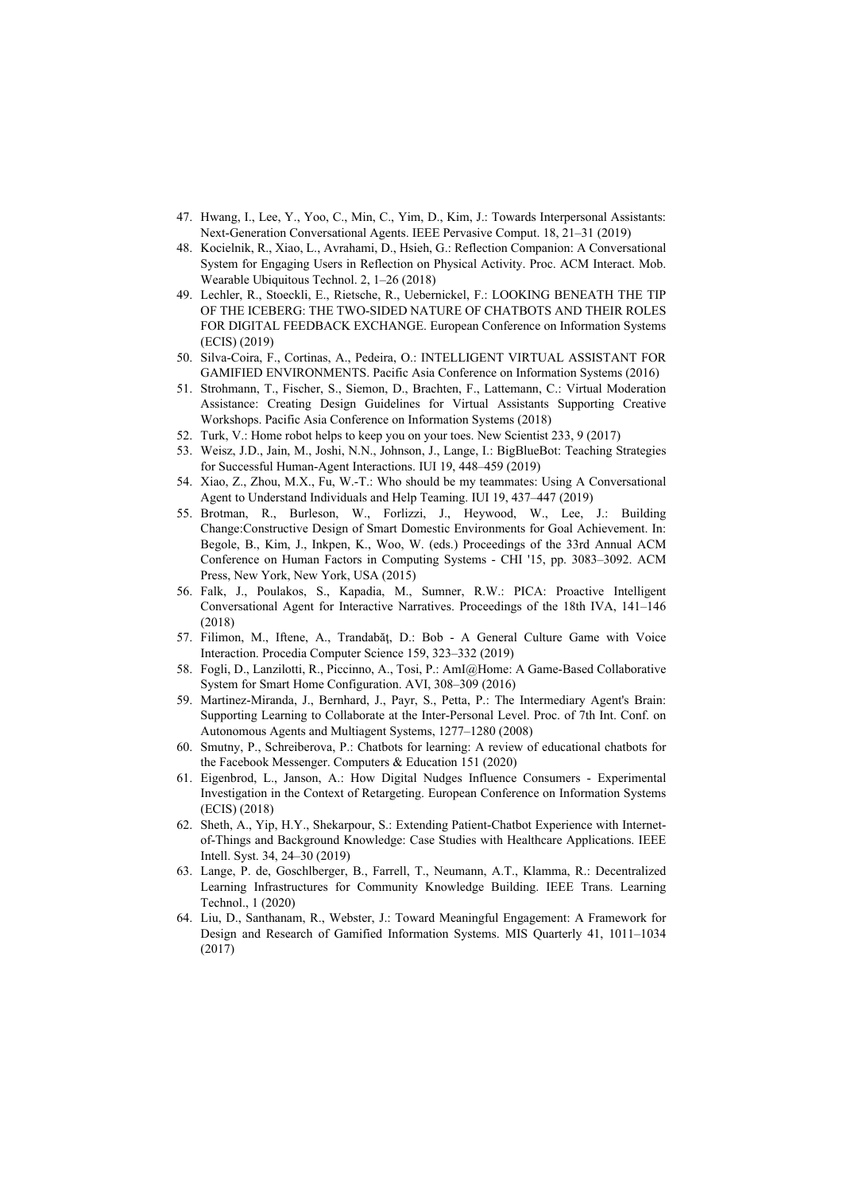47. Hwang, I., Lee, Y., Yoo, C., Min, C., Yim, D., Kim, J.: Towards Interpersonal Assistants: Next-Generation Conversational Agents. IEEE Pervasive Comput. 18, 21–31 (2019)
48. Kocielnik, R., Xiao, L., Avrahami, D., Hsieh, G.: Reflection Companion: A Conversational System for Engaging Users in Reflection on Physical Activity. Proc. ACM Interact. Mob. Wearable Ubiquitous Technol. 2, 1–26 (2018)
49. Lechler, R., Stoeckli, E., Rietsche, R., Uebernickel, F.: LOOKING BENEATH THE TIP OF THE ICEBERG: THE TWO-SIDED NATURE OF CHATBOTS AND THEIR ROLES FOR DIGITAL FEEDBACK EXCHANGE. European Conference on Information Systems (ECIS) (2019)
50. Silva-Coira, F., Cortinas, A., Pedeira, O.: INTELLIGENT VIRTUAL ASSISTANT FOR GAMIFIED ENVIRONMENTS. Pacific Asia Conference on Information Systems (2016)
51. Strohmann, T., Fischer, S., Siemon, D., Brachten, F., Lattemann, C.: Virtual Moderation Assistance: Creating Design Guidelines for Virtual Assistants Supporting Creative Workshops. Pacific Asia Conference on Information Systems (2018)
52. Turk, V.: Home robot helps to keep you on your toes. New Scientist 233, 9 (2017)
53. Weisz, J.D., Jain, M., Joshi, N.N., Johnson, J., Lange, I.: BigBlueBot: Teaching Strategies for Successful Human-Agent Interactions. IUI 19, 448–459 (2019)
54. Xiao, Z., Zhou, M.X., Fu, W.-T.: Who should be my teammates: Using A Conversational Agent to Understand Individuals and Help Teaming. IUI 19, 437–447 (2019)
55. Brotman, R., Burleson, W., Forlizzi, J., Heywood, W., Lee, J.: Building Change:Constructive Design of Smart Domestic Environments for Goal Achievement. In: Begole, B., Kim, J., Inkpen, K., Woo, W. (eds.) Proceedings of the 33rd Annual ACM Conference on Human Factors in Computing Systems - CHI '15, pp. 3083–3092. ACM Press, New York, New York, USA (2015)
56. Falk, J., Poulakos, S., Kapadia, M., Sumner, R.W.: PICA: Proactive Intelligent Conversational Agent for Interactive Narratives. Proceedings of the 18th IVA, 141–146 (2018)
57. Filimon, M., Iftene, A., Trandabăţ, D.: Bob - A General Culture Game with Voice Interaction. Procedia Computer Science 159, 323–332 (2019)
58. Fogli, D., Lanzilotti, R., Piccinno, A., Tosi, P.: AmI@Home: A Game-Based Collaborative System for Smart Home Configuration. AVI, 308–309 (2016)
59. Martinez-Miranda, J., Bernhard, J., Payr, S., Petta, P.: The Intermediary Agent's Brain: Supporting Learning to Collaborate at the Inter-Personal Level. Proc. of 7th Int. Conf. on Autonomous Agents and Multiagent Systems, 1277–1280 (2008)
60. Smutny, P., Schreiberova, P.: Chatbots for learning: A review of educational chatbots for the Facebook Messenger. Computers & Education 151 (2020)
61. Eigenbrod, L., Janson, A.: How Digital Nudges Influence Consumers - Experimental Investigation in the Context of Retargeting. European Conference on Information Systems (ECIS) (2018)
62. Sheth, A., Yip, H.Y., Shekarpour, S.: Extending Patient-Chatbot Experience with Internet-of-Things and Background Knowledge: Case Studies with Healthcare Applications. IEEE Intell. Syst. 34, 24–30 (2019)
63. Lange, P. de, Goschlberger, B., Farrell, T., Neumann, A.T., Klamma, R.: Decentralized Learning Infrastructures for Community Knowledge Building. IEEE Trans. Learning Technol., 1 (2020)
64. Liu, D., Santhanam, R., Webster, J.: Toward Meaningful Engagement: A Framework for Design and Research of Gamified Information Systems. MIS Quarterly 41, 1011–1034 (2017)